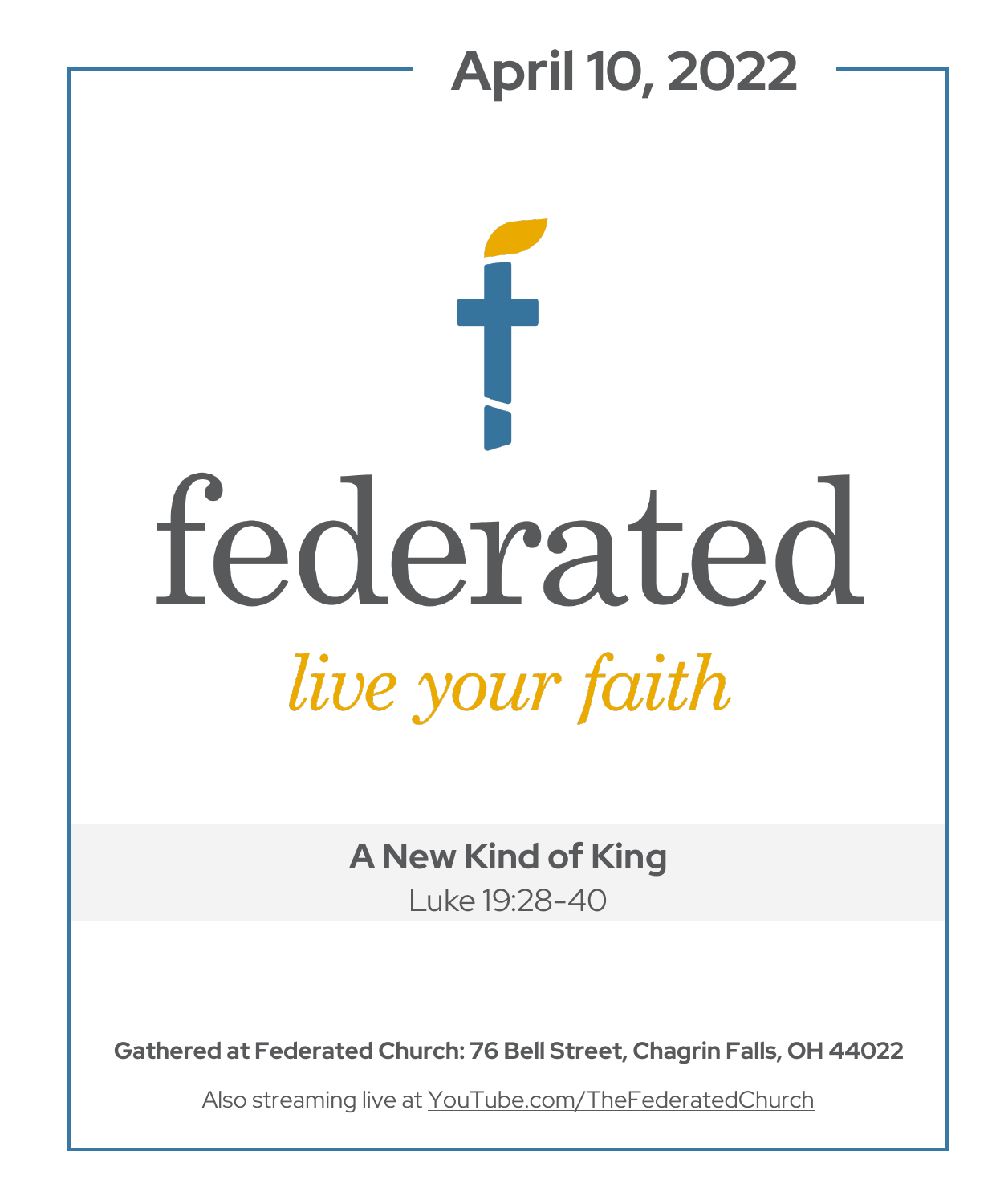# April 10, 2022

federated

*live your faith*

## A New Kind of King

Luke 19:28-40

**Gathered at Federated Church: 76 Bell Street, Chagrin Falls, OH 44022**

Also streaming live at YouTube.com/TheFederatedChurch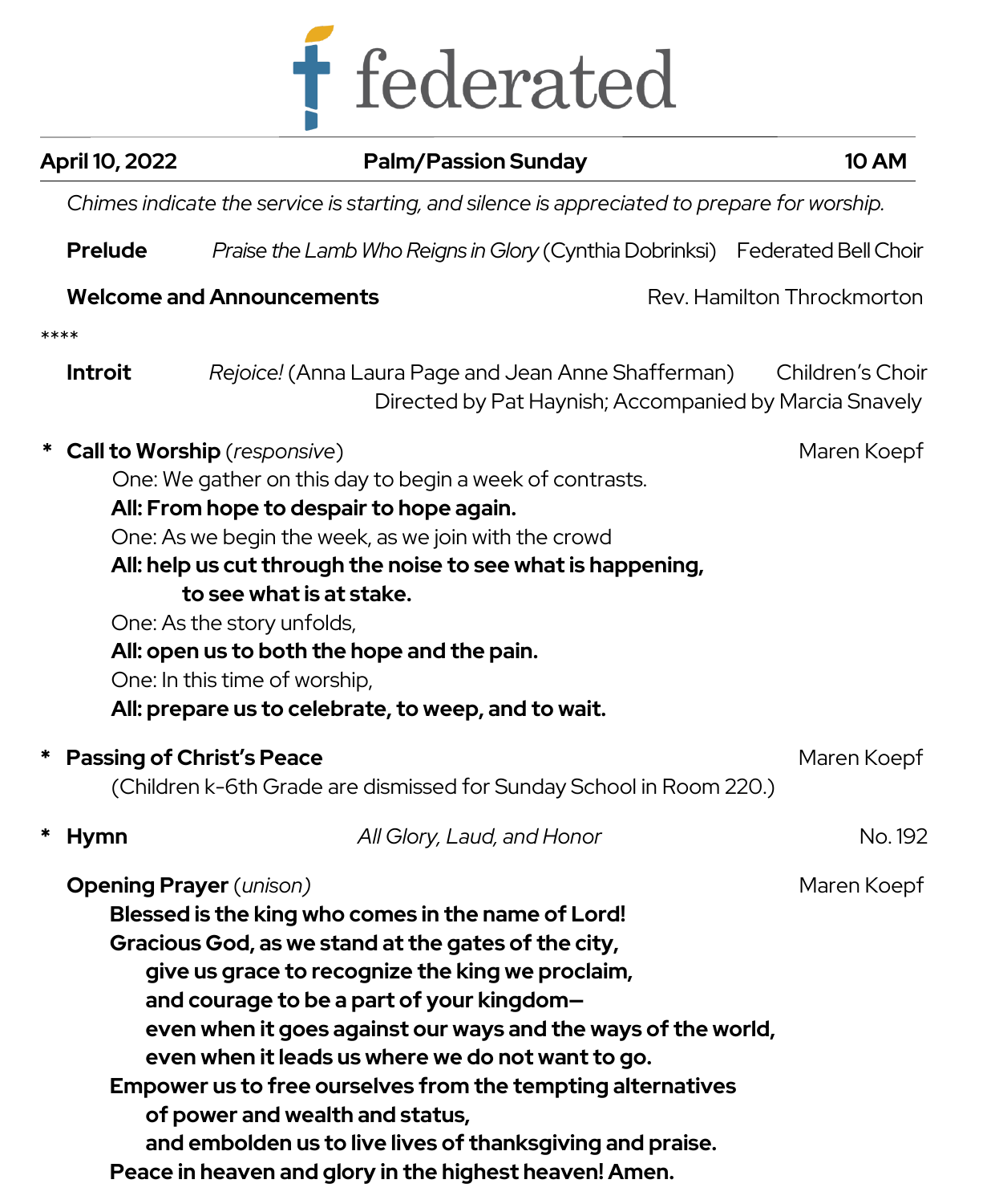# federated

**April 10, 2022** | **Palm/Passion Sunday** | **10 AM**

*Chimes indicate the service is starting, and silence is appreciated to prepare for worship.*

**Prelude** *Praise the Lamb Who Reigns in Glory* (Cynthia Dobrinksi) Federated Bell Choir

**Welcome and Announcements** Rev. Hamilton Throckmorton

****

**Introit** *Rejoice!* (Anna Laura Page and Jean Anne Shafferman) Children's Choir
Directed by Pat Haynish; Accompanied by Marcia Snavely

\* **Call to Worship** (*responsive*) Maren Koepf

One: We gather on this day to begin a week of contrasts.
**All: From hope to despair to hope again.**
One: As we begin the week, as we join with the crowd
**All: help us cut through the noise to see what is happening,**
**to see what is at stake.**
One: As the story unfolds,
**All: open us to both the hope and the pain.**
One: In this time of worship,
**All: prepare us to celebrate, to weep, and to wait.**

\* **Passing of Christ's Peace** Maren Koepf

(Children k-6th Grade are dismissed for Sunday School in Room 220.)

\* **Hymn** *All Glory, Laud, and Honor* No. 192

**Opening Prayer** (*unison*) Maren Koepf

**Blessed is the king who comes in the name of Lord!**
**Gracious God, as we stand at the gates of the city,**
**give us grace to recognize the king we proclaim,**
**and courage to be a part of your kingdom—**
**even when it goes against our ways and the ways of the world,**
**even when it leads us where we do not want to go.**
**Empower us to free ourselves from the tempting alternatives**
**of power and wealth and status,**
**and embolden us to live lives of thanksgiving and praise.**
**Peace in heaven and glory in the highest heaven! Amen.**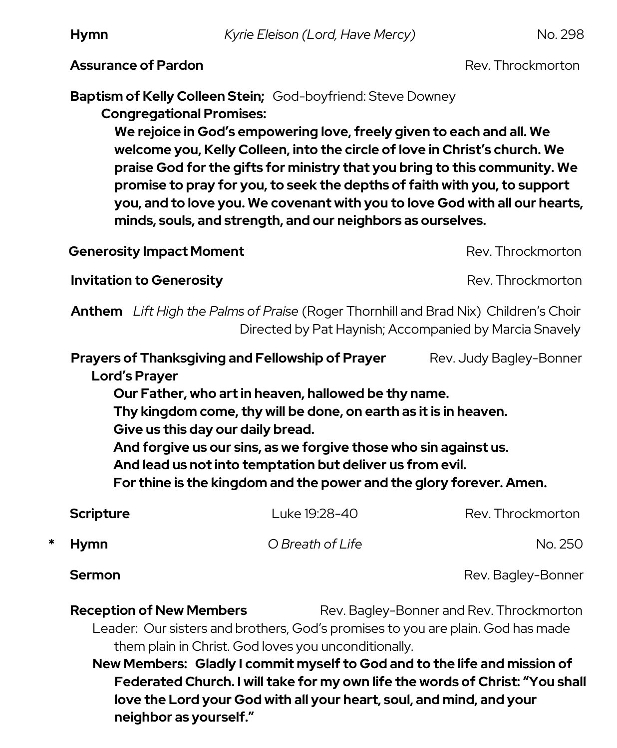**Hymn** *Kyrie Eleison (Lord, Have Mercy)* No. 298

**Assurance of Pardon** Rev. Throckmorton

**Baptism of Kelly Colleen Stein;** God-boyfriend: Steve Downey

**Congregational Promises:**

**We rejoice in God's empowering love, freely given to each and all. We welcome you, Kelly Colleen, into the circle of love in Christ's church. We praise God for the gifts for ministry that you bring to this community. We promise to pray for you, to seek the depths of faith with you, to support you, and to love you. We covenant with you to love God with all our hearts, minds, souls, and strength, and our neighbors as ourselves.**

**Generosity Impact Moment** Rev. Throckmorton

**Invitation to Generosity** Rev. Throckmorton

**Anthem** *Lift High the Palms of Praise* (Roger Thornhill and Brad Nix) Children's Choir
Directed by Pat Haynish; Accompanied by Marcia Snavely

**Prayers of Thanksgiving and Fellowship of Prayer** Rev. Judy Bagley-Bonner

**Lord's Prayer**

**Our Father, who art in heaven, hallowed be thy name.**
**Thy kingdom come, thy will be done, on earth as it is in heaven.**
**Give us this day our daily bread.**
**And forgive us our sins, as we forgive those who sin against us.**
**And lead us not into temptation but deliver us from evil.**
**For thine is the kingdom and the power and the glory forever. Amen.**

**Scripture** Luke 19:28-40 Rev. Throckmorton

\* **Hymn** *O Breath of Life* No. 250

**Sermon** Rev. Bagley-Bonner

**Reception of New Members** Rev. Bagley-Bonner and Rev. Throckmorton

Leader: Our sisters and brothers, God's promises to you are plain. God has made them plain in Christ. God loves you unconditionally.

**New Members: Gladly I commit myself to God and to the life and mission of Federated Church. I will take for my own life the words of Christ: "You shall love the Lord your God with all your heart, soul, and mind, and your neighbor as yourself."**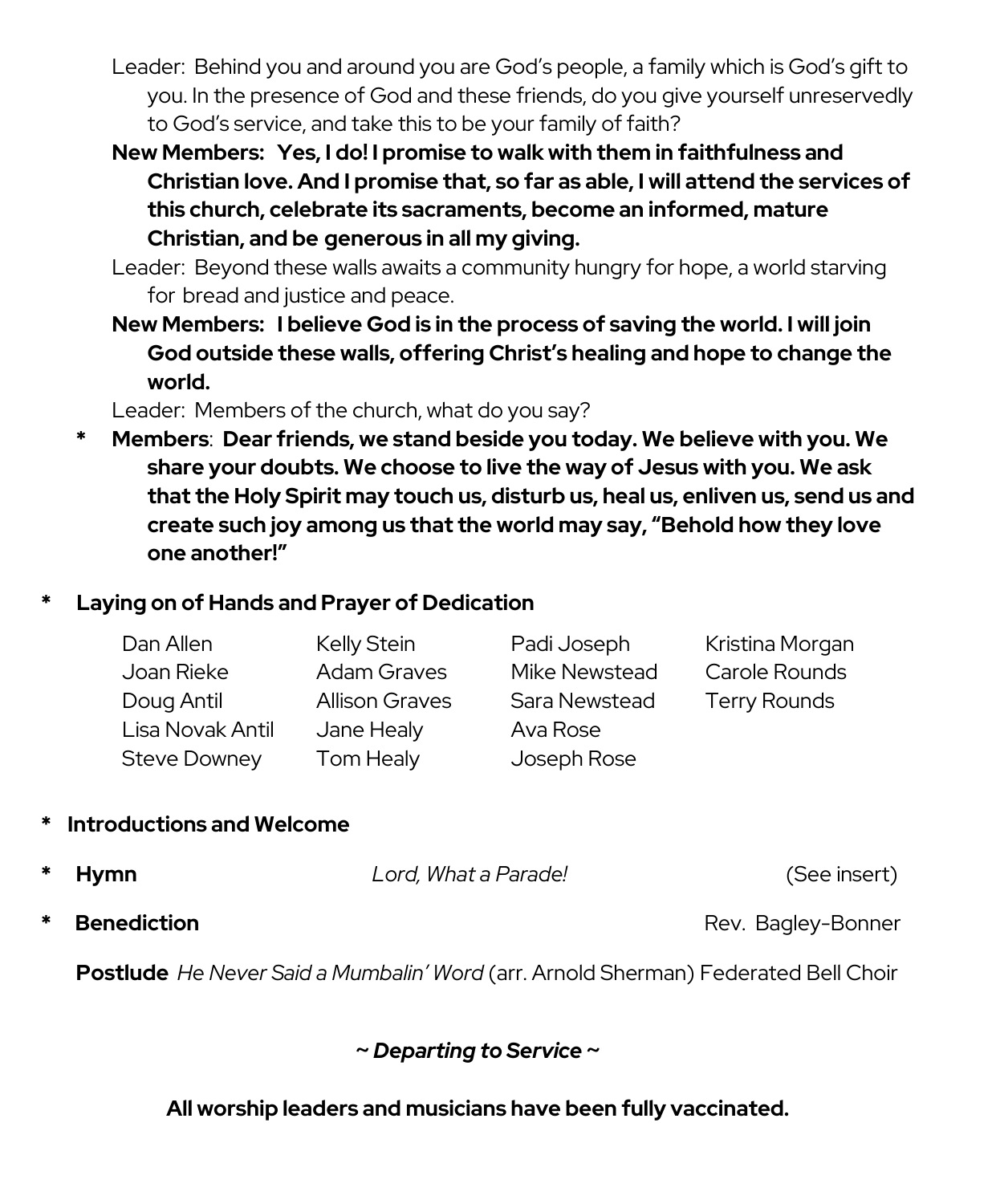Leader: Behind you and around you are God's people, a family which is God's gift to you. In the presence of God and these friends, do you give yourself unreservedly to God's service, and take this to be your family of faith?

**New Members: Yes, I do! I promise to walk with them in faithfulness and Christian love. And I promise that, so far as able, I will attend the services of this church, celebrate its sacraments, become an informed, mature Christian, and be generous in all my giving.**

Leader: Beyond these walls awaits a community hungry for hope, a world starving for bread and justice and peace.

**New Members: I believe God is in the process of saving the world. I will join God outside these walls, offering Christ's healing and hope to change the world.**

Leader: Members of the church, what do you say?

\* **Members**: **Dear friends, we stand beside you today. We believe with you. We share your doubts. We choose to live the way of Jesus with you. We ask that the Holy Spirit may touch us, disturb us, heal us, enliven us, send us and create such joy among us that the world may say, "Behold how they love one another!"**

\* **Laying on of Hands and Prayer of Dedication**

| | | | |
|---|---|---|---|
| Dan Allen | Kelly Stein | Padi Joseph | Kristina Morgan |
| Joan Rieke | Adam Graves | Mike Newstead | Carole Rounds |
| Doug Antil | Allison Graves | Sara Newstead | Terry Rounds |
| Lisa Novak Antil | Jane Healy | Ava Rose | |
| Steve Downey | Tom Healy | Joseph Rose | |

\* **Introductions and Welcome**

\* **Hymn** *Lord, What a Parade!* (See insert)

\* **Benediction** Rev. Bagley-Bonner

**Postlude** *He Never Said a Mumbalin' Word* (arr. Arnold Sherman) Federated Bell Choir

***~ Departing to Service ~***

**All worship leaders and musicians have been fully vaccinated.**